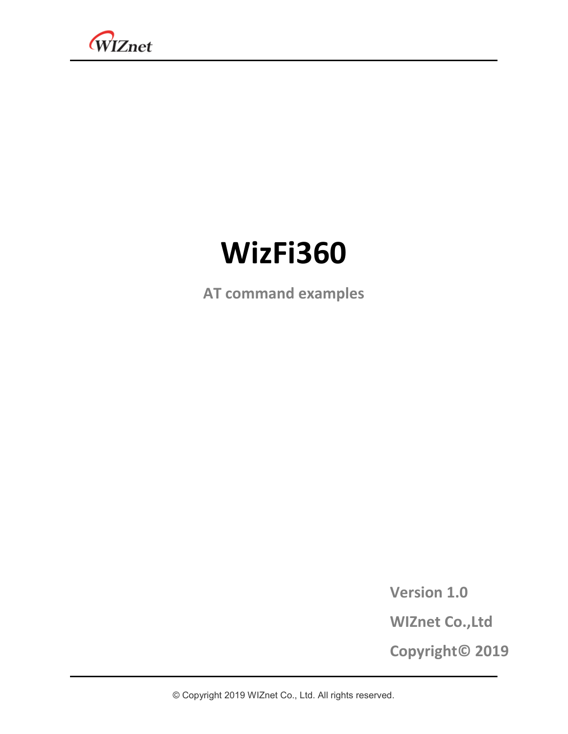WIZnet

# WizFi360

## AT command examples

Version 1.0

WIZnet Co.,Ltd

Copyright© 2019

© Copyright 2019 WIZnet Co., Ltd. All rights reserved.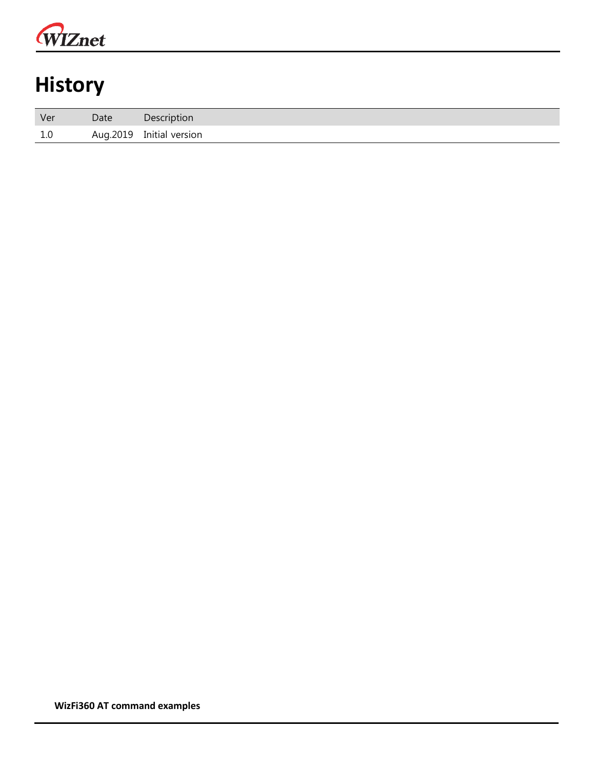# History

| Ver | Date | Description |
|---|---|---|
| 1.0 | Aug.2019 | Initial version |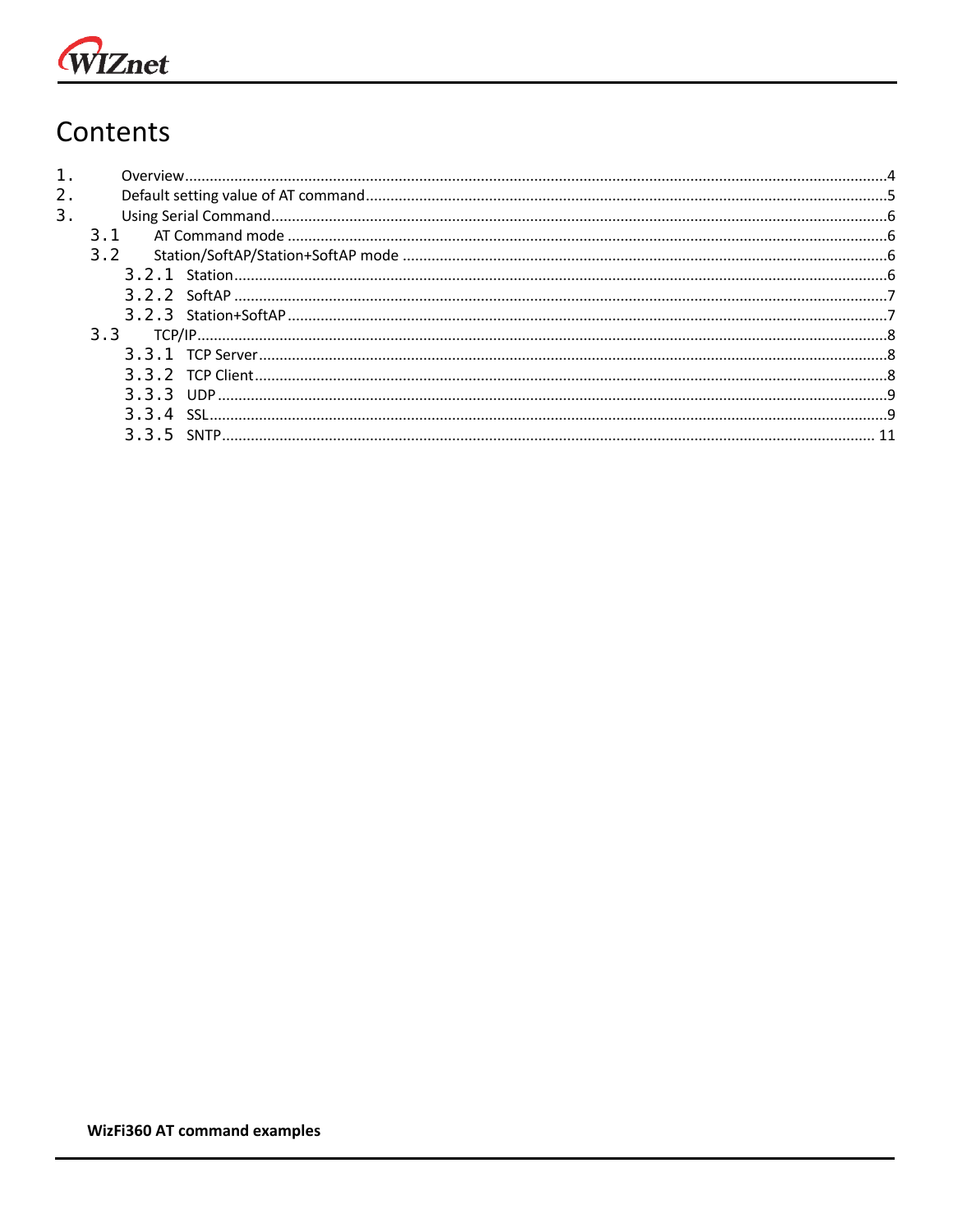# Contents

1. Overview ........................................................................ 4
2. Default setting value of AT command ........................................................................ 5
3. Using Serial Command ........................................................................ 6
   - 3.1 AT Command mode ........................................................................ 6
   - 3.2 Station/SoftAP/Station+SoftAP mode ........................................................................ 6
     - 3.2.1 Station ........................................................................ 6
     - 3.2.2 SoftAP ........................................................................ 7
     - 3.2.3 Station+SoftAP ........................................................................ 7
   - 3.3 TCP/IP ........................................................................ 8
     - 3.3.1 TCP Server ........................................................................ 8
     - 3.3.2 TCP Client ........................................................................ 8
     - 3.3.3 UDP ........................................................................ 9
     - 3.3.4 SSL ........................................................................ 9
     - 3.3.5 SNTP ........................................................................ 11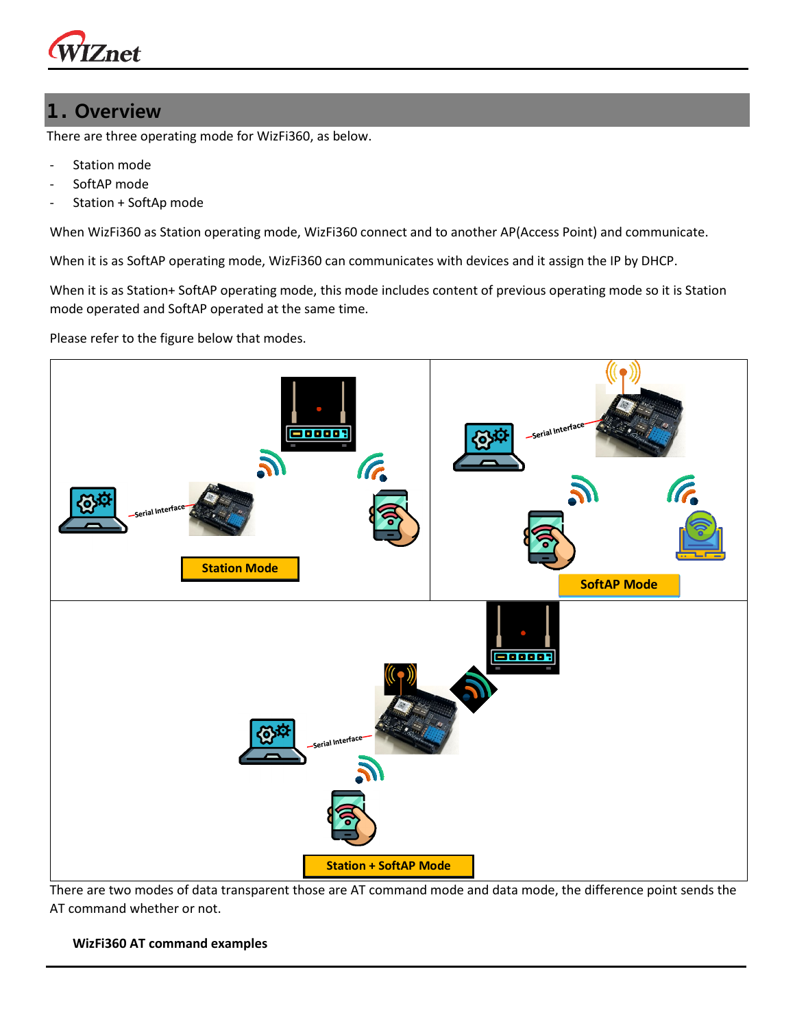# 1. Overview

There are three operating mode for WizFi360, as below.

- Station mode
- SoftAP mode
- Station + SoftAp mode

When WizFi360 as Station operating mode, WizFi360 connect and to another AP(Access Point) and communicate.

When it is as SoftAP operating mode, WizFi360 can communicates with devices and it assign the IP by DHCP.

When it is as Station+ SoftAP operating mode, this mode includes content of previous operating mode so it is Station mode operated and SoftAP operated at the same time.

Please refer to the figure below that modes.

| Station Mode | SoftAP Mode |
| --- | --- |
| Station + SoftAP Mode | |

There are two modes of data transparent those are AT command mode and data mode, the difference point sends the AT command whether or not.

**WizFi360 AT command examples**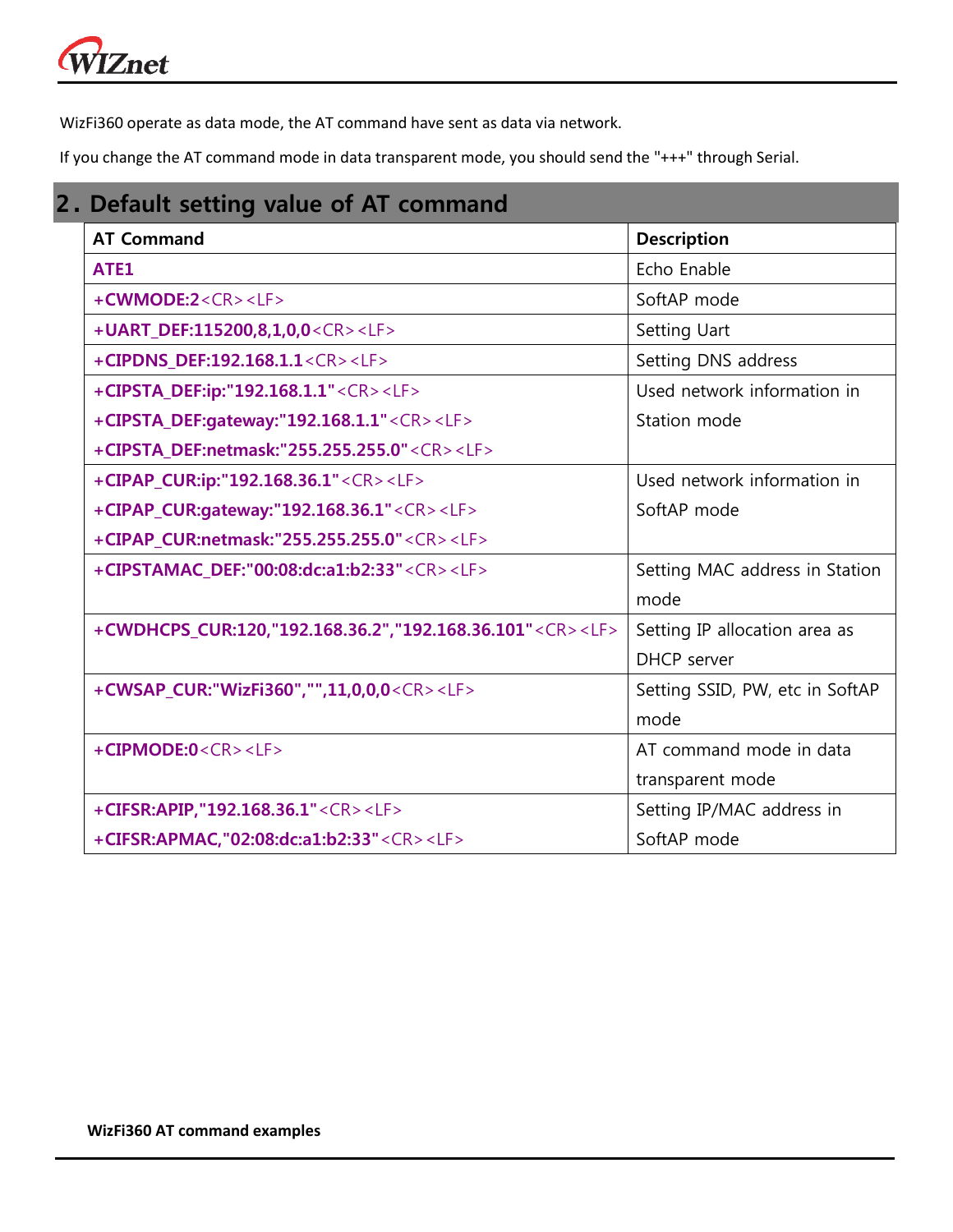WizFi360 operate as data mode, the AT command have sent as data via network.

If you change the AT command mode in data transparent mode, you should send the "+++" through Serial.

## 2. Default setting value of AT command

| AT Command | Description |
|---|---|
| **ATE1** | Echo Enable |
| **+CWMODE:2**<CR><LF> | SoftAP mode |
| **+UART_DEF:115200,8,1,0,0**<CR><LF> | Setting Uart |
| **+CIPDNS_DEF:192.168.1.1**<CR><LF> | Setting DNS address |
| **+CIPSTA_DEF:ip:"192.168.1.1"**<CR><LF><br>**+CIPSTA_DEF:gateway:"192.168.1.1"**<CR><LF><br>**+CIPSTA_DEF:netmask:"255.255.255.0"**<CR><LF> | Used network information in Station mode |
| **+CIPAP_CUR:ip:"192.168.36.1"**<CR><LF><br>**+CIPAP_CUR:gateway:"192.168.36.1"**<CR><LF><br>**+CIPAP_CUR:netmask:"255.255.255.0"**<CR><LF> | Used network information in SoftAP mode |
| **+CIPSTAMAC_DEF:"00:08:dc:a1:b2:33"**<CR><LF> | Setting MAC address in Station mode |
| **+CWDHCPS_CUR:120,"192.168.36.2","192.168.36.101"**<CR><LF> | Setting IP allocation area as DHCP server |
| **+CWSAP_CUR:"WizFi360","",11,0,0,0**<CR><LF> | Setting SSID, PW, etc in SoftAP mode |
| **+CIPMODE:0**<CR><LF> | AT command mode in data transparent mode |
| **+CIFSR:APIP,"192.168.36.1"**<CR><LF><br>**+CIFSR:APMAC,"02:08:dc:a1:b2:33"**<CR><LF> | Setting IP/MAC address in SoftAP mode |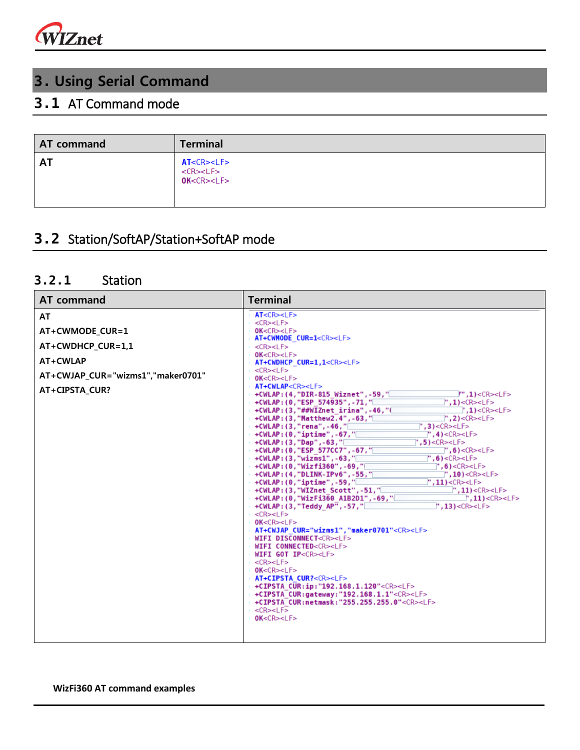# 3. Using Serial Command

## 3.1 AT Command mode

| AT command | Terminal |
|---|---|
| AT | AT<CR><LF><br><CR><LF><br>OK<CR><LF> |

## 3.2 Station/SoftAP/Station+SoftAP mode

### 3.2.1 Station

| AT command | Terminal |
|---|---|
| AT<br>AT+CWMODE_CUR=1<br>AT+CWDHCP_CUR=1,1<br>AT+CWLAP<br>AT+CWJAP_CUR="wizms1","maker0701"<br>AT+CIPSTA_CUR? | AT<CR><LF><br><CR><LF><br>OK<CR><LF><br>AT+CWMODE_CUR=1<CR><LF><br><CR><LF><br>OK<CR><LF><br>AT+CWDHCP_CUR=1,1<CR><LF><br><CR><LF><br>OK<CR><LF><br>AT+CWLAP<CR><LF><br>+CWLAP:(4,"DIR-815_Wiznet",-59,"",1)<CR><LF><br>+CWLAP:(0,"ESP_574935",-71,"",1)<CR><LF><br>+CWLAP:(3,"##WIZnet_irina",-46,"",1)<CR><LF><br>+CWLAP:(3,"Matthew2.4",-63,"",2)<CR><LF><br>+CWLAP:(3,"rena",-46,"",3)<CR><LF><br>+CWLAP:(0,"iptime",-67,"",4)<CR><LF><br>+CWLAP:(3,"Dap",-63,"",5)<CR><LF><br>+CWLAP:(0,"ESP_577CC7",-67,"",6)<CR><LF><br>+CWLAP:(3,"wizms1",-63,"",6)<CR><LF><br>+CWLAP:(0,"Wizfi360",-69,"",6)<CR><LF><br>+CWLAP:(4,"DLINK-IPv6",-55,"",10)<CR><LF><br>+CWLAP:(0,"iptime",-59,"",11)<CR><LF><br>+CWLAP:(3,"WIZnet_Scott",-51,"",11)<CR><LF><br>+CWLAP:(0,"WizFi360_A1B2D1",-69,"",11)<CR><LF><br>+CWLAP:(3,"Teddy_AP",-57,"",13)<CR><LF><br><CR><LF><br>OK<CR><LF><br>AT+CWJAP_CUR="wizms1","maker0701"<CR><LF><br>WIFI DISCONNECT<CR><LF><br>WIFI CONNECTED<CR><LF><br>WIFI GOT IP<CR><LF><br><CR><LF><br>OK<CR><LF><br>AT+CIPSTA_CUR?<CR><LF><br>+CIPSTA_CUR:ip:"192.168.1.120"<CR><LF><br>+CIPSTA_CUR:gateway:"192.168.1.1"<CR><LF><br>+CIPSTA_CUR:netmask:"255.255.255.0"<CR><LF><br><CR><LF><br>OK<CR><LF> |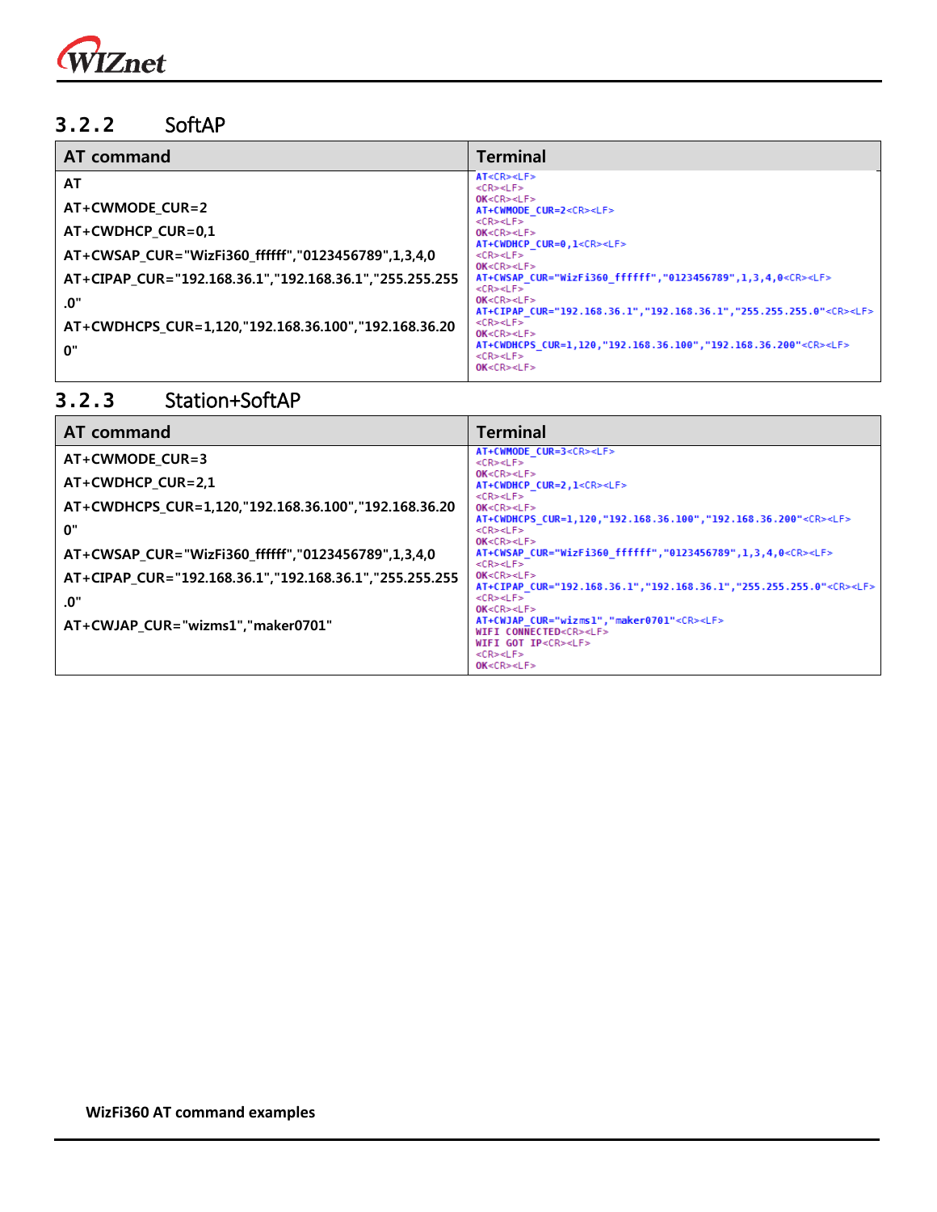### 3.2.2 SoftAP

| AT command | Terminal |
|---|---|
| AT<br>AT+CWMODE_CUR=2<br>AT+CWDHCP_CUR=0,1<br>AT+CWSAP_CUR="WizFi360_ffffff","0123456789",1,3,4,0<br>AT+CIPAP_CUR="192.168.36.1","192.168.36.1","255.255.255.0"<br>AT+CWDHCPS_CUR=1,120,"192.168.36.100","192.168.36.200" | AT<CR><LF><br><CR><LF><br>OK<CR><LF><br>AT+CWMODE_CUR=2<CR><LF><br><CR><LF><br>OK<CR><LF><br>AT+CWDHCP_CUR=0,1<CR><LF><br><CR><LF><br>OK<CR><LF><br>AT+CWSAP_CUR="WizFi360_ffffff","0123456789",1,3,4,0<CR><LF><br><CR><LF><br>OK<CR><LF><br>AT+CIPAP_CUR="192.168.36.1","192.168.36.1","255.255.255.0"<CR><LF><br><CR><LF><br>OK<CR><LF><br>AT+CWDHCPS_CUR=1,120,"192.168.36.100","192.168.36.200"<CR><LF><br><CR><LF><br>OK<CR><LF> |

### 3.2.3 Station+SoftAP

| AT command | Terminal |
|---|---|
| AT+CWMODE_CUR=3<br>AT+CWDHCP_CUR=2,1<br>AT+CWDHCPS_CUR=1,120,"192.168.36.100","192.168.36.200"<br>AT+CWSAP_CUR="WizFi360_ffffff","0123456789",1,3,4,0<br>AT+CIPAP_CUR="192.168.36.1","192.168.36.1","255.255.255.0"<br>AT+CWJAP_CUR="wizms1","maker0701" | AT+CWMODE_CUR=3<CR><LF><br><CR><LF><br>OK<CR><LF><br>AT+CWDHCP_CUR=2,1<CR><LF><br><CR><LF><br>OK<CR><LF><br>AT+CWDHCPS_CUR=1,120,"192.168.36.100","192.168.36.200"<CR><LF><br><CR><LF><br>OK<CR><LF><br>AT+CWSAP_CUR="WizFi360_ffffff","0123456789",1,3,4,0<CR><LF><br><CR><LF><br>OK<CR><LF><br>AT+CIPAP_CUR="192.168.36.1","192.168.36.1","255.255.255.0"<CR><LF><br><CR><LF><br>OK<CR><LF><br>AT+CWJAP_CUR="wizms1","maker0701"<CR><LF><br>WIFI CONNECTED<CR><LF><br>WIFI GOT IP<CR><LF><br><CR><LF><br>OK<CR><LF> |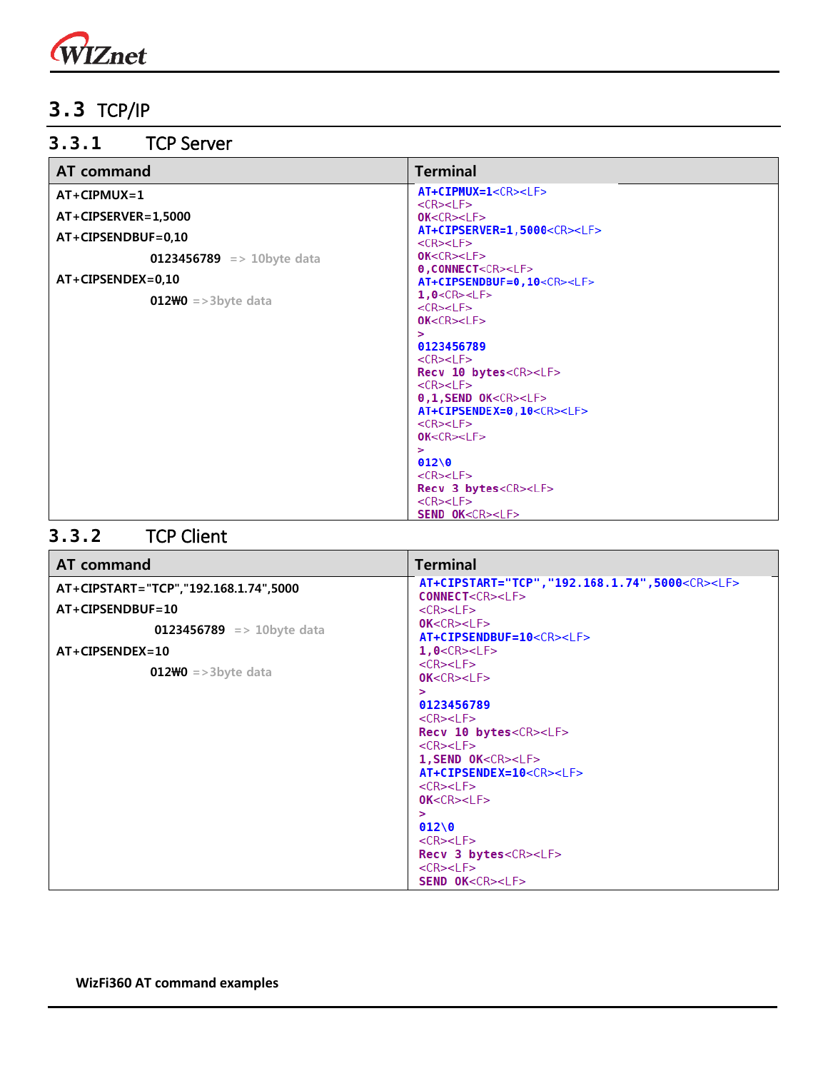## 3.3 TCP/IP

### 3.3.1 TCP Server

| AT command | Terminal |
|---|---|
| AT+CIPMUX=1<br>AT+CIPSERVER=1,5000<br>AT+CIPSENDBUF=0,10<br>0123456789 => 10byte data<br>AT+CIPSENDEX=0,10<br>012₩0 =>3byte data | AT+CIPMUX=1<CR><LF><br><CR><LF><br>OK<CR><LF><br>AT+CIPSERVER=1,5000<CR><LF><br><CR><LF><br>OK<CR><LF><br>0,CONNECT<CR><LF><br>AT+CIPSENDBUF=0,10<CR><LF><br>1,0<CR><LF><br><CR><LF><br>OK<CR><LF><br>><br>0123456789<br><CR><LF><br>Recv 10 bytes<CR><LF><br><CR><LF><br>0,1,SEND OK<CR><LF><br>AT+CIPSENDEX=0,10<CR><LF><br><CR><LF><br>OK<CR><LF><br>><br>012\0<br><CR><LF><br>Recv 3 bytes<CR><LF><br><CR><LF><br>SEND OK<CR><LF> |

### 3.3.2 TCP Client

| AT command | Terminal |
|---|---|
| AT+CIPSTART="TCP","192.168.1.74",5000<br>AT+CIPSENDBUF=10<br>0123456789 => 10byte data<br>AT+CIPSENDEX=10<br>012₩0 =>3byte data | AT+CIPSTART="TCP","192.168.1.74",5000<CR><LF><br>CONNECT<CR><LF><br><CR><LF><br>OK<CR><LF><br>AT+CIPSENDBUF=10<CR><LF><br>1,0<CR><LF><br><CR><LF><br>OK<CR><LF><br>><br>0123456789<br><CR><LF><br>Recv 10 bytes<CR><LF><br><CR><LF><br>1,SEND OK<CR><LF><br>AT+CIPSENDEX=10<CR><LF><br><CR><LF><br>OK<CR><LF><br>><br>012\0<br><CR><LF><br>Recv 3 bytes<CR><LF><br><CR><LF><br>SEND OK<CR><LF> |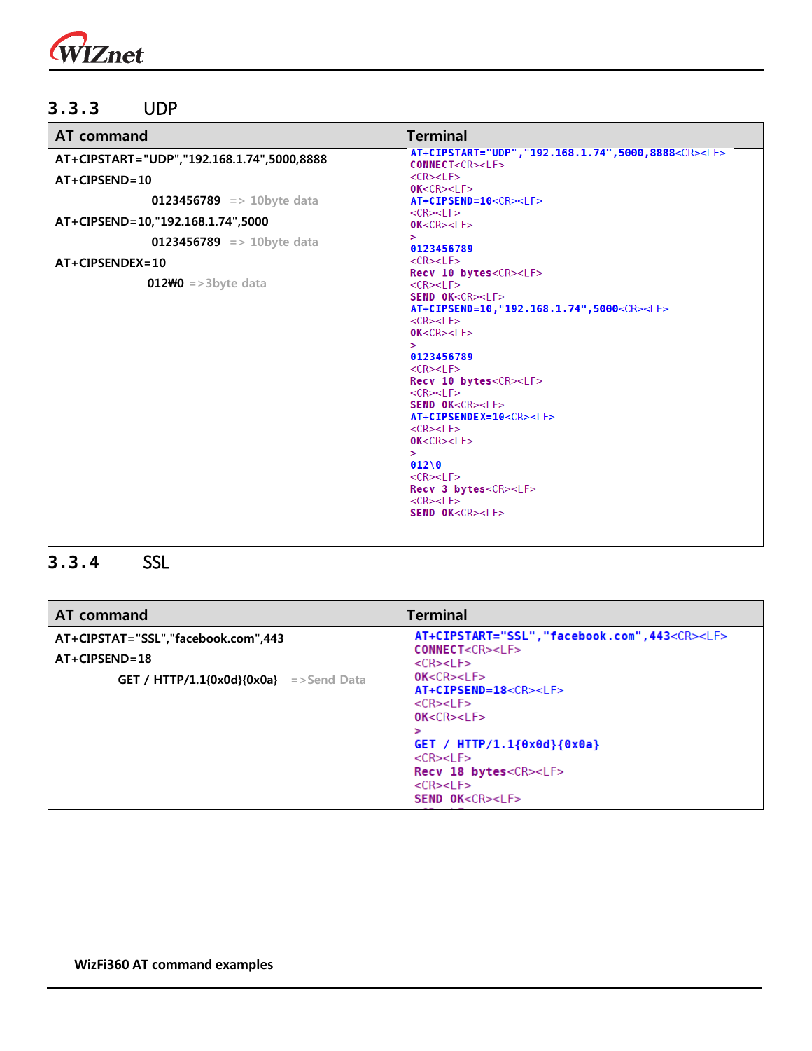### 3.3.3 UDP

| AT command | Terminal |
|---|---|
| AT+CIPSTART="UDP","192.168.1.74",5000,8888<br>AT+CIPSEND=10<br>0123456789 => 10byte data<br>AT+CIPSEND=10,"192.168.1.74",5000<br>0123456789 => 10byte data<br>AT+CIPSENDEX=10<br>012₩0 =>3byte data | AT+CIPSTART="UDP","192.168.1.74",5000,8888<CR><LF><br>CONNECT<CR><LF><br><CR><LF><br>OK<CR><LF><br>AT+CIPSEND=10<CR><LF><br><CR><LF><br>OK<CR><LF><br>><br>0123456789<br><CR><LF><br>Recv 10 bytes<CR><LF><br><CR><LF><br>SEND OK<CR><LF><br>AT+CIPSEND=10,"192.168.1.74",5000<CR><LF><br><CR><LF><br>OK<CR><LF><br>><br>0123456789<br><CR><LF><br>Recv 10 bytes<CR><LF><br><CR><LF><br>SEND OK<CR><LF><br>AT+CIPSENDEX=10<CR><LF><br><CR><LF><br>OK<CR><LF><br>><br>012\0<br><CR><LF><br>Recv 3 bytes<CR><LF><br><CR><LF><br>SEND OK<CR><LF> |

### 3.3.4 SSL

| AT command | Terminal |
|---|---|
| AT+CIPSTAT="SSL","facebook.com",443<br>AT+CIPSEND=18<br>GET / HTTP/1.1{0x0d}{0x0a} =>Send Data | AT+CIPSTART="SSL","facebook.com",443<CR><LF><br>CONNECT<CR><LF><br><CR><LF><br>OK<CR><LF><br>AT+CIPSEND=18<CR><LF><br><CR><LF><br>OK<CR><LF><br>><br>GET / HTTP/1.1{0x0d}{0x0a}<br><CR><LF><br>Recv 18 bytes<CR><LF><br><CR><LF><br>SEND OK<CR><LF> |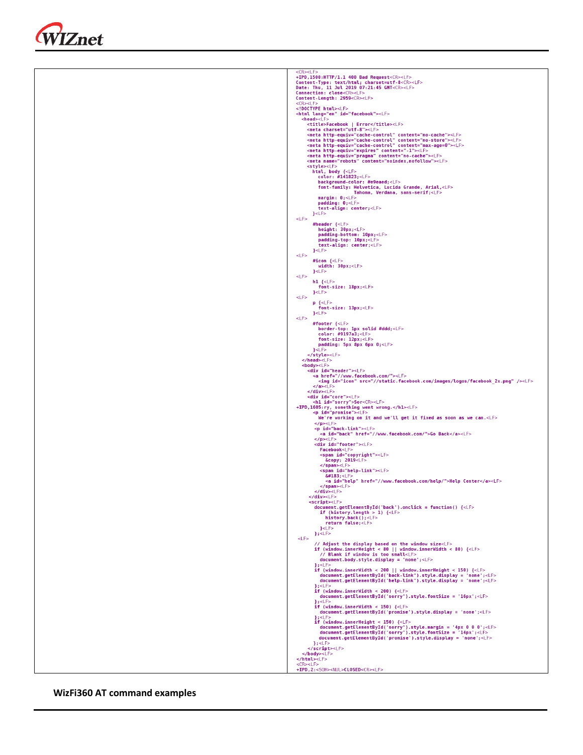| | |
|---|---|
| | <CR><LF><br>+IPD,1500:HTTP/1.1 400 Bad Request<CR><LF><br>Content-Type: text/html; charset=utf-8<CR><LF><br>Date: Thu, 11 Jul 2019 07:21:45 GMT<CR><LF><br>Connection: close<CR><LF><br>Content-Length: 2959<CR><LF><br><CR><LF><br><!DOCTYPE html><LF><br><html lang="en" id="facebook"><LF><br>&nbsp;&nbsp;<head><LF><br>&nbsp;&nbsp;&nbsp;&nbsp;<title>Facebook \| Error</title><LF><br>&nbsp;&nbsp;&nbsp;&nbsp;<meta charset="utf-8"><LF><br>&nbsp;&nbsp;&nbsp;&nbsp;<meta http-equiv="cache-control" content="no-cache"><LF><br>&nbsp;&nbsp;&nbsp;&nbsp;<meta http-equiv="cache-control" content="no-store"><LF><br>&nbsp;&nbsp;&nbsp;&nbsp;<meta http-equiv="cache-control" content="max-age=0"><LF><br>&nbsp;&nbsp;&nbsp;&nbsp;<meta http-equiv="expires" content="-1"><LF><br>&nbsp;&nbsp;&nbsp;&nbsp;<meta http-equiv="pragma" content="no-cache"><LF><br>&nbsp;&nbsp;&nbsp;&nbsp;<meta name="robots" content="noindex,nofollow"><LF><br>&nbsp;&nbsp;&nbsp;&nbsp;<style><LF><br>&nbsp;&nbsp;&nbsp;&nbsp;&nbsp;&nbsp;html, body {<LF><br>&nbsp;&nbsp;&nbsp;&nbsp;&nbsp;&nbsp;&nbsp;&nbsp;color: #141823;<LF><br>&nbsp;&nbsp;&nbsp;&nbsp;&nbsp;&nbsp;&nbsp;&nbsp;background-color: #e9eaed;<LF><br>&nbsp;&nbsp;&nbsp;&nbsp;&nbsp;&nbsp;&nbsp;&nbsp;font-family: Helvetica, Lucida Grande, Arial,<LF><br>&nbsp;&nbsp;&nbsp;&nbsp;&nbsp;&nbsp;&nbsp;&nbsp;&nbsp;&nbsp;&nbsp;&nbsp;&nbsp;&nbsp;&nbsp;&nbsp;&nbsp;&nbsp;&nbsp;&nbsp;&nbsp;&nbsp;&nbsp;&nbsp;&nbsp;Tahoma, Verdana, sans-serif;<LF><br>&nbsp;&nbsp;&nbsp;&nbsp;&nbsp;&nbsp;&nbsp;&nbsp;margin: 0;<LF><br>&nbsp;&nbsp;&nbsp;&nbsp;&nbsp;&nbsp;&nbsp;&nbsp;padding: 0;<LF><br>&nbsp;&nbsp;&nbsp;&nbsp;&nbsp;&nbsp;&nbsp;&nbsp;text-align: center;<LF><br>&nbsp;&nbsp;&nbsp;&nbsp;&nbsp;&nbsp;}<LF><br><LF><br>&nbsp;&nbsp;&nbsp;&nbsp;&nbsp;&nbsp;#header {<LF><br>&nbsp;&nbsp;&nbsp;&nbsp;&nbsp;&nbsp;&nbsp;&nbsp;height: 30px;<LF><br>&nbsp;&nbsp;&nbsp;&nbsp;&nbsp;&nbsp;&nbsp;&nbsp;padding-bottom: 10px;<LF><br>&nbsp;&nbsp;&nbsp;&nbsp;&nbsp;&nbsp;&nbsp;&nbsp;padding-top: 10px;<LF><br>&nbsp;&nbsp;&nbsp;&nbsp;&nbsp;&nbsp;&nbsp;&nbsp;text-align: center;<LF><br>&nbsp;&nbsp;&nbsp;&nbsp;&nbsp;&nbsp;}<LF><br><LF><br>&nbsp;&nbsp;&nbsp;&nbsp;&nbsp;&nbsp;#icon {<LF><br>&nbsp;&nbsp;&nbsp;&nbsp;&nbsp;&nbsp;&nbsp;&nbsp;width: 30px;<LF><br>&nbsp;&nbsp;&nbsp;&nbsp;&nbsp;&nbsp;}<LF><br><LF><br>&nbsp;&nbsp;&nbsp;&nbsp;&nbsp;&nbsp;h1 {<LF><br>&nbsp;&nbsp;&nbsp;&nbsp;&nbsp;&nbsp;&nbsp;&nbsp;font-size: 18px;<LF><br>&nbsp;&nbsp;&nbsp;&nbsp;&nbsp;&nbsp;}<LF><br><LF><br>&nbsp;&nbsp;&nbsp;&nbsp;&nbsp;&nbsp;p {<LF><br>&nbsp;&nbsp;&nbsp;&nbsp;&nbsp;&nbsp;&nbsp;&nbsp;font-size: 13px;<LF><br>&nbsp;&nbsp;&nbsp;&nbsp;&nbsp;&nbsp;}<LF><br><LF><br>&nbsp;&nbsp;&nbsp;&nbsp;&nbsp;&nbsp;#footer {<LF><br>&nbsp;&nbsp;&nbsp;&nbsp;&nbsp;&nbsp;&nbsp;&nbsp;border-top: 1px solid #ddd;<LF><br>&nbsp;&nbsp;&nbsp;&nbsp;&nbsp;&nbsp;&nbsp;&nbsp;color: #9197a3;<LF><br>&nbsp;&nbsp;&nbsp;&nbsp;&nbsp;&nbsp;&nbsp;&nbsp;font-size: 12px;<LF><br>&nbsp;&nbsp;&nbsp;&nbsp;&nbsp;&nbsp;&nbsp;&nbsp;padding: 5px 8px 6px 0;<LF><br>&nbsp;&nbsp;&nbsp;&nbsp;&nbsp;&nbsp;}<LF><br>&nbsp;&nbsp;&nbsp;&nbsp;</style><LF><br>&nbsp;&nbsp;</head><LF><br>&nbsp;&nbsp;<body><LF><br>&nbsp;&nbsp;&nbsp;&nbsp;<div id="header"><LF><br>&nbsp;&nbsp;&nbsp;&nbsp;&nbsp;&nbsp;<a href="//www.facebook.com/"><LF><br>&nbsp;&nbsp;&nbsp;&nbsp;&nbsp;&nbsp;&nbsp;&nbsp;<img id="icon" src="//static.facebook.com/images/logos/facebook_2x.png" /><LF><br>&nbsp;&nbsp;&nbsp;&nbsp;&nbsp;&nbsp;</a><LF><br>&nbsp;&nbsp;&nbsp;&nbsp;</div><LF><br>&nbsp;&nbsp;&nbsp;&nbsp;<div id="core"><LF><br>&nbsp;&nbsp;&nbsp;&nbsp;&nbsp;&nbsp;<h1 id="sorry">Sor<CR><LF><br>+IPD,1605:ry, something went wrong.</h1><LF><br>&nbsp;&nbsp;&nbsp;&nbsp;&nbsp;&nbsp;<p id="promise"><LF><br>&nbsp;&nbsp;&nbsp;&nbsp;&nbsp;&nbsp;&nbsp;&nbsp;We're working on it and we'll get it fixed as soon as we can.<LF><br>&nbsp;&nbsp;&nbsp;&nbsp;&nbsp;&nbsp;</p><LF><br>&nbsp;&nbsp;&nbsp;&nbsp;&nbsp;&nbsp;<p id="back-link"><LF><br>&nbsp;&nbsp;&nbsp;&nbsp;&nbsp;&nbsp;&nbsp;&nbsp;<a id="back" href="//www.facebook.com/">Go Back</a><LF><br>&nbsp;&nbsp;&nbsp;&nbsp;&nbsp;&nbsp;</p><LF><br>&nbsp;&nbsp;&nbsp;&nbsp;&nbsp;&nbsp;<div id="footer"><LF><br>&nbsp;&nbsp;&nbsp;&nbsp;&nbsp;&nbsp;&nbsp;&nbsp;Facebook<LF><br>&nbsp;&nbsp;&nbsp;&nbsp;&nbsp;&nbsp;&nbsp;&nbsp;<span id="copyright"><LF><br>&nbsp;&nbsp;&nbsp;&nbsp;&nbsp;&nbsp;&nbsp;&nbsp;&nbsp;&nbsp;&amp;copy; 2019<LF><br>&nbsp;&nbsp;&nbsp;&nbsp;&nbsp;&nbsp;&nbsp;&nbsp;</span><LF><br>&nbsp;&nbsp;&nbsp;&nbsp;&nbsp;&nbsp;&nbsp;&nbsp;<span id="help-link"><LF><br>&nbsp;&nbsp;&nbsp;&nbsp;&nbsp;&nbsp;&nbsp;&nbsp;&nbsp;&nbsp;&amp;#183;<LF><br>&nbsp;&nbsp;&nbsp;&nbsp;&nbsp;&nbsp;&nbsp;&nbsp;&nbsp;&nbsp;<a id="help" href="//www.facebook.com/help/">Help Center</a><LF><br>&nbsp;&nbsp;&nbsp;&nbsp;&nbsp;&nbsp;&nbsp;&nbsp;</span><LF><br>&nbsp;&nbsp;&nbsp;&nbsp;&nbsp;&nbsp;</div><LF><br>&nbsp;&nbsp;&nbsp;&nbsp;</div><LF><br>&nbsp;&nbsp;&nbsp;&nbsp;<script><LF><br>&nbsp;&nbsp;&nbsp;&nbsp;&nbsp;&nbsp;document.getElementById('back').onclick = function() {<LF><br>&nbsp;&nbsp;&nbsp;&nbsp;&nbsp;&nbsp;&nbsp;&nbsp;if (history.length > 1) {<LF><br>&nbsp;&nbsp;&nbsp;&nbsp;&nbsp;&nbsp;&nbsp;&nbsp;&nbsp;&nbsp;history.back();<LF><br>&nbsp;&nbsp;&nbsp;&nbsp;&nbsp;&nbsp;&nbsp;&nbsp;&nbsp;&nbsp;return false;<LF><br>&nbsp;&nbsp;&nbsp;&nbsp;&nbsp;&nbsp;&nbsp;&nbsp;}<LF><br>&nbsp;&nbsp;&nbsp;&nbsp;&nbsp;&nbsp;};<LF><br><LF><br>&nbsp;&nbsp;&nbsp;&nbsp;&nbsp;&nbsp;// Adjust the display based on the window size<LF><br>&nbsp;&nbsp;&nbsp;&nbsp;&nbsp;&nbsp;if (window.innerHeight < 80 \|\| window.innerWidth < 80) {<LF><br>&nbsp;&nbsp;&nbsp;&nbsp;&nbsp;&nbsp;&nbsp;&nbsp;// Blank if window is too small<LF><br>&nbsp;&nbsp;&nbsp;&nbsp;&nbsp;&nbsp;&nbsp;&nbsp;document.body.style.display = 'none';<LF><br>&nbsp;&nbsp;&nbsp;&nbsp;&nbsp;&nbsp;};<LF><br>&nbsp;&nbsp;&nbsp;&nbsp;&nbsp;&nbsp;if (window.innerWidth < 200 \|\| window.innerHeight < 150) {<LF><br>&nbsp;&nbsp;&nbsp;&nbsp;&nbsp;&nbsp;&nbsp;&nbsp;document.getElementById('back-link').style.display = 'none';<LF><br>&nbsp;&nbsp;&nbsp;&nbsp;&nbsp;&nbsp;&nbsp;&nbsp;document.getElementById('help-link').style.display = 'none';<LF><br>&nbsp;&nbsp;&nbsp;&nbsp;&nbsp;&nbsp;};<LF><br>&nbsp;&nbsp;&nbsp;&nbsp;&nbsp;&nbsp;if (window.innerWidth < 200) {<LF><br>&nbsp;&nbsp;&nbsp;&nbsp;&nbsp;&nbsp;&nbsp;&nbsp;document.getElementById('sorry').style.fontSize = '16px';<LF><br>&nbsp;&nbsp;&nbsp;&nbsp;&nbsp;&nbsp;};<LF><br>&nbsp;&nbsp;&nbsp;&nbsp;&nbsp;&nbsp;if (window.innerWidth < 150) {<LF><br>&nbsp;&nbsp;&nbsp;&nbsp;&nbsp;&nbsp;&nbsp;&nbsp;document.getElementById('promise').style.display = 'none';<LF><br>&nbsp;&nbsp;&nbsp;&nbsp;&nbsp;&nbsp;};<LF><br>&nbsp;&nbsp;&nbsp;&nbsp;&nbsp;&nbsp;if (window.innerHeight < 150) {<LF><br>&nbsp;&nbsp;&nbsp;&nbsp;&nbsp;&nbsp;&nbsp;&nbsp;document.getElementById('sorry').style.margin = '4px 0 0 0';<LF><br>&nbsp;&nbsp;&nbsp;&nbsp;&nbsp;&nbsp;&nbsp;&nbsp;document.getElementById('sorry').style.fontSize = '14px';<LF><br>&nbsp;&nbsp;&nbsp;&nbsp;&nbsp;&nbsp;&nbsp;&nbsp;document.getElementById('promise').style.display = 'none';<LF><br>&nbsp;&nbsp;&nbsp;&nbsp;&nbsp;&nbsp;};<LF><br>&nbsp;&nbsp;&nbsp;&nbsp;</script><LF><br>&nbsp;&nbsp;</body><LF><br></html><LF><br><CR><LF><br>+IPD,2:<SOH><NUL>CLOSED<CR><LF> |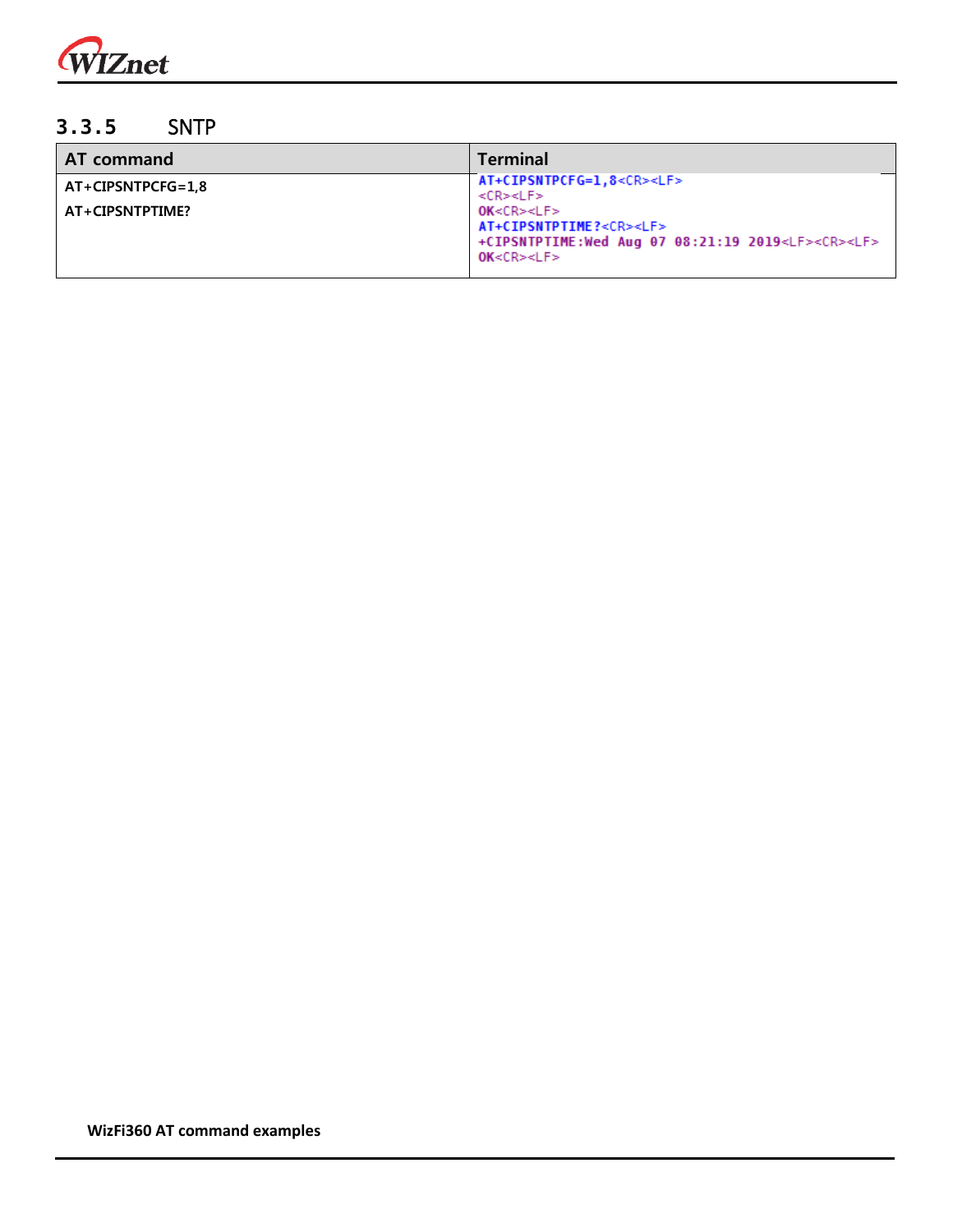### 3.3.5 SNTP

| AT command | Terminal |
|---|---|
| AT+CIPSNTPCFG=1,8<br>AT+CIPSNTPTIME? | AT+CIPSNTPCFG=1,8<CR><LF><br><CR><LF><br>OK<CR><LF><br>AT+CIPSNTPTIME?<CR><LF><br>+CIPSNTPTIME:Wed Aug 07 08:21:19 2019<LF><CR><LF><br>OK<CR><LF> |